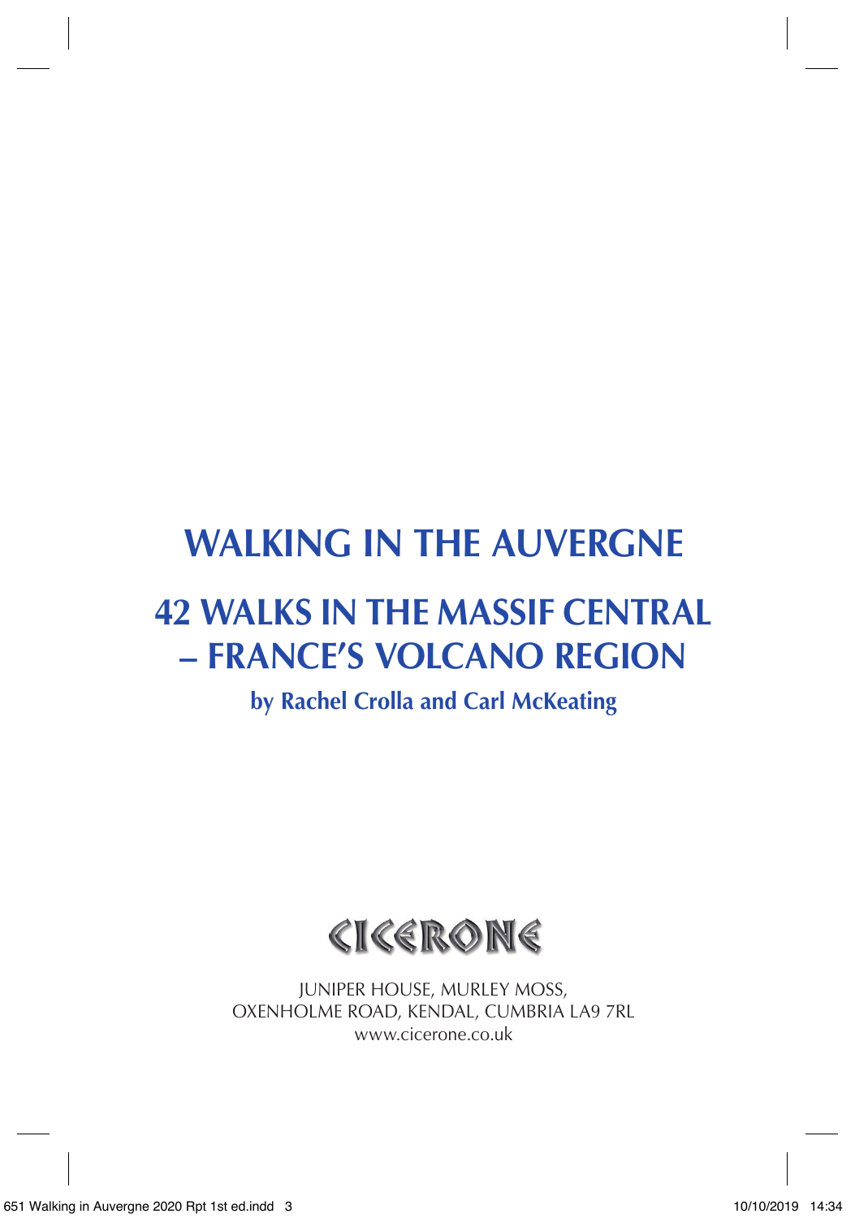# WALKING IN THE AUVERGNE

## 42 WALKS IN THE MASSIF CENTRAL – FRANCE'S VOLCANO REGION

**by Rachel Crolla and Carl McKeating**

CICERONE

JUNIPER HOUSE, MURLEY MOSS,
OXENHOLME ROAD, KENDAL, CUMBRIA LA9 7RL
www.cicerone.co.uk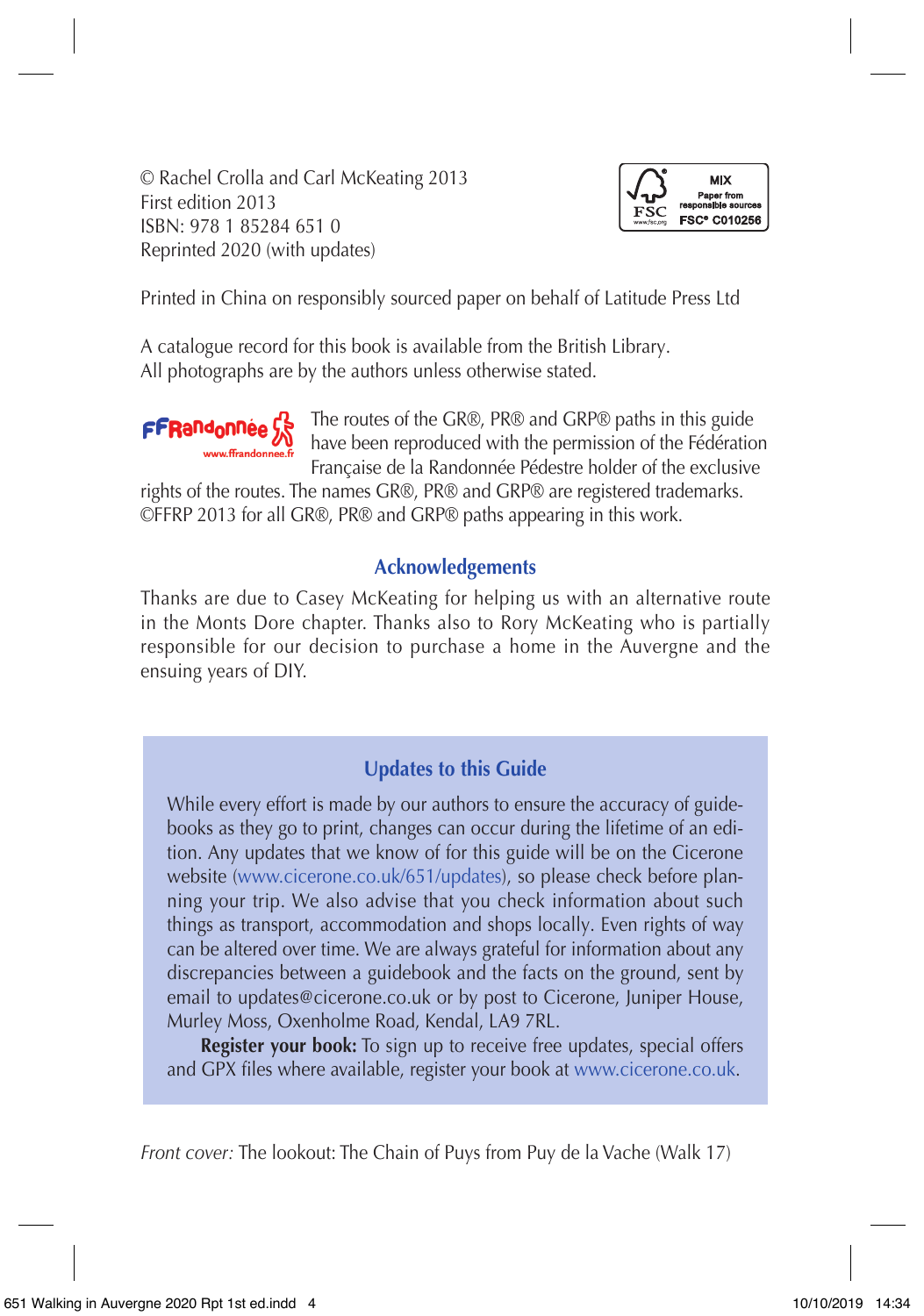© Rachel Crolla and Carl McKeating 2013
First edition 2013
ISBN: 978 1 85284 651 0
Reprinted 2020 (with updates)

MIX
Paper from responsible sources
FSC® C010256

Printed in China on responsibly sourced paper on behalf of Latitude Press Ltd

A catalogue record for this book is available from the British Library.
All photographs are by the authors unless otherwise stated.

The routes of the GR®, PR® and GRP® paths in this guide have been reproduced with the permission of the Fédération Française de la Randonnée Pédestre holder of the exclusive rights of the routes. The names GR®, PR® and GRP® are registered trademarks. ©FFRP 2013 for all GR®, PR® and GRP® paths appearing in this work.

## Acknowledgements

Thanks are due to Casey McKeating for helping us with an alternative route in the Monts Dore chapter. Thanks also to Rory McKeating who is partially responsible for our decision to purchase a home in the Auvergne and the ensuing years of DIY.

## Updates to this Guide

While every effort is made by our authors to ensure the accuracy of guidebooks as they go to print, changes can occur during the lifetime of an edition. Any updates that we know of for this guide will be on the Cicerone website (www.cicerone.co.uk/651/updates), so please check before planning your trip. We also advise that you check information about such things as transport, accommodation and shops locally. Even rights of way can be altered over time. We are always grateful for information about any discrepancies between a guidebook and the facts on the ground, sent by email to updates@cicerone.co.uk or by post to Cicerone, Juniper House, Murley Moss, Oxenholme Road, Kendal, LA9 7RL.

**Register your book:** To sign up to receive free updates, special offers and GPX files where available, register your book at www.cicerone.co.uk.

*Front cover:* The lookout: The Chain of Puys from Puy de la Vache (Walk 17)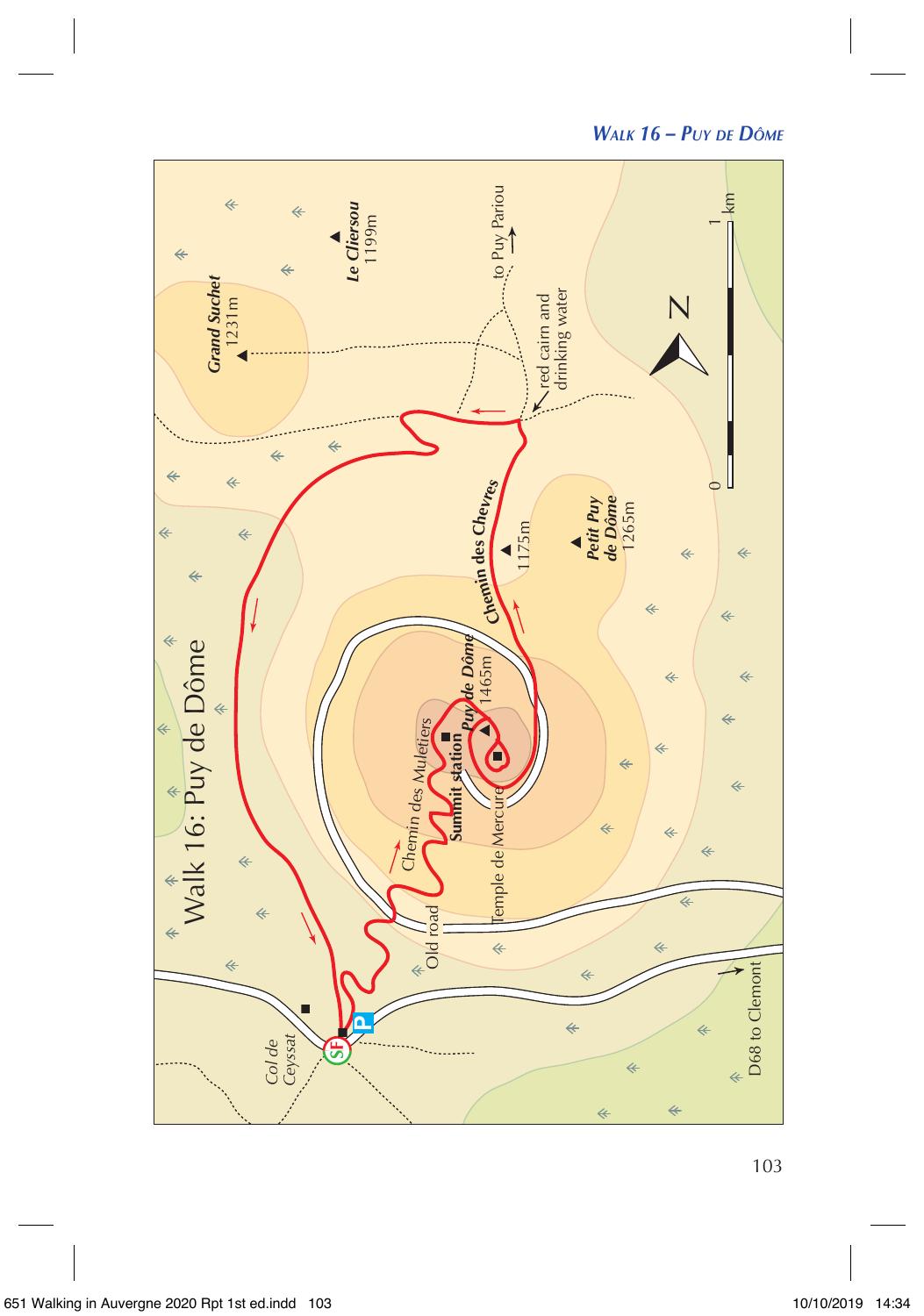Walk 16: Puy de Dôme

Grand Suchet 1231m

Le Cliersou 1199m

to Puy Pariou

red cairn and drinking water

Chemin des Chevres

1175m

Petit Puy de Dôme 1265m

Puy de Dôme 1465m

Summit station

Chemin des Muletiers

Temple de Mercure

Old road

Col de Ceyssat

SF

P

D68 to Clemont

N

0

1 km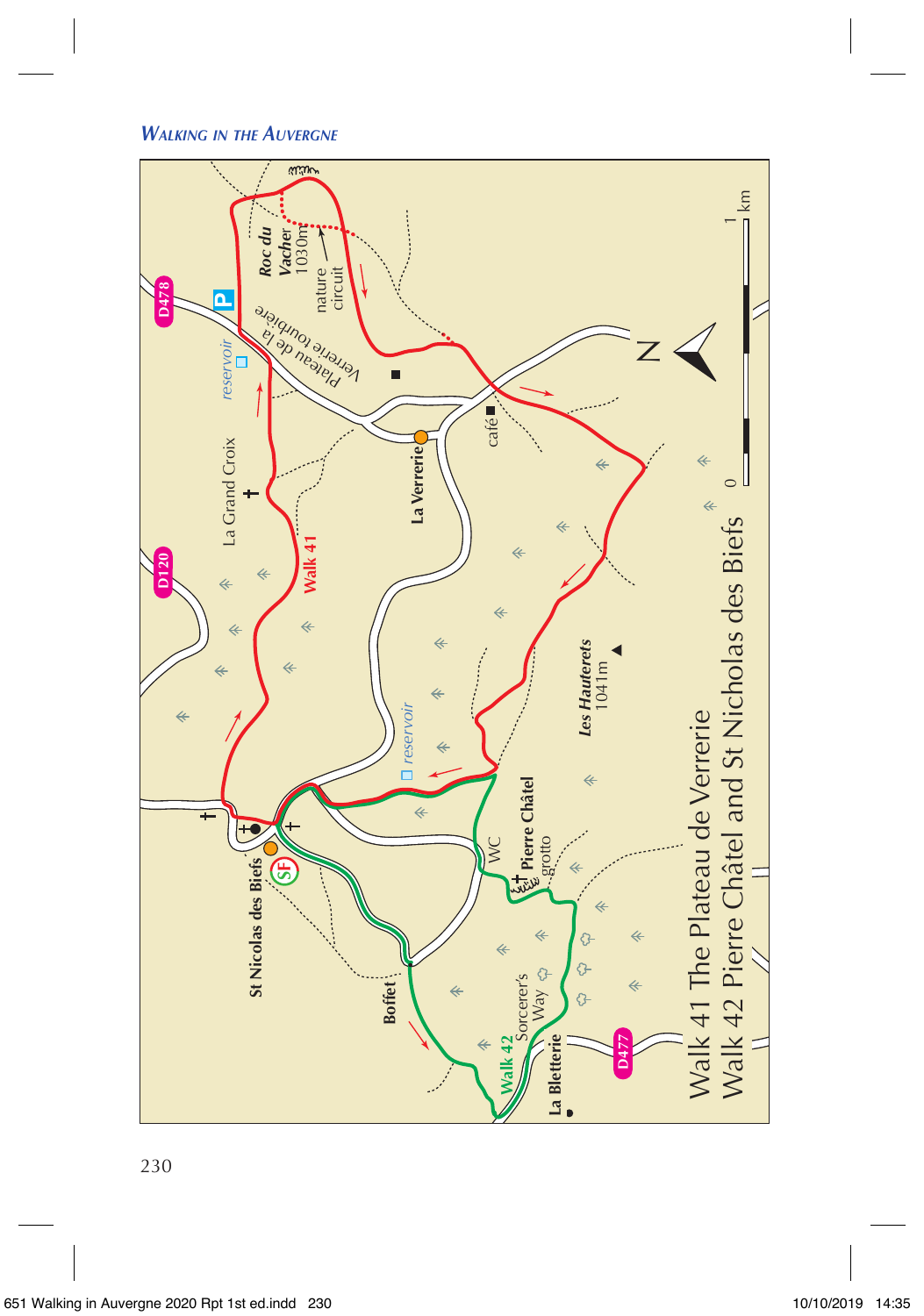Walk 41 The Plateau de Verrerie

Walk 42 Pierre Châtel and St Nicholas des Biefs

D478

D120

D477

P

reservoir

La Grand Croix

Walk 41

Walk 42

Plateau de la Verrerie tourbière

Roc du Vacher 1030m

nature circuit

La Verrerie

café

Les Hauterets 1041m

reservoir

St Nicolas des Biefs

SF

Pierre Châtel

grotto

WC

Boffet

Sorcerer's Way

La Bletterie

N

0

1 km